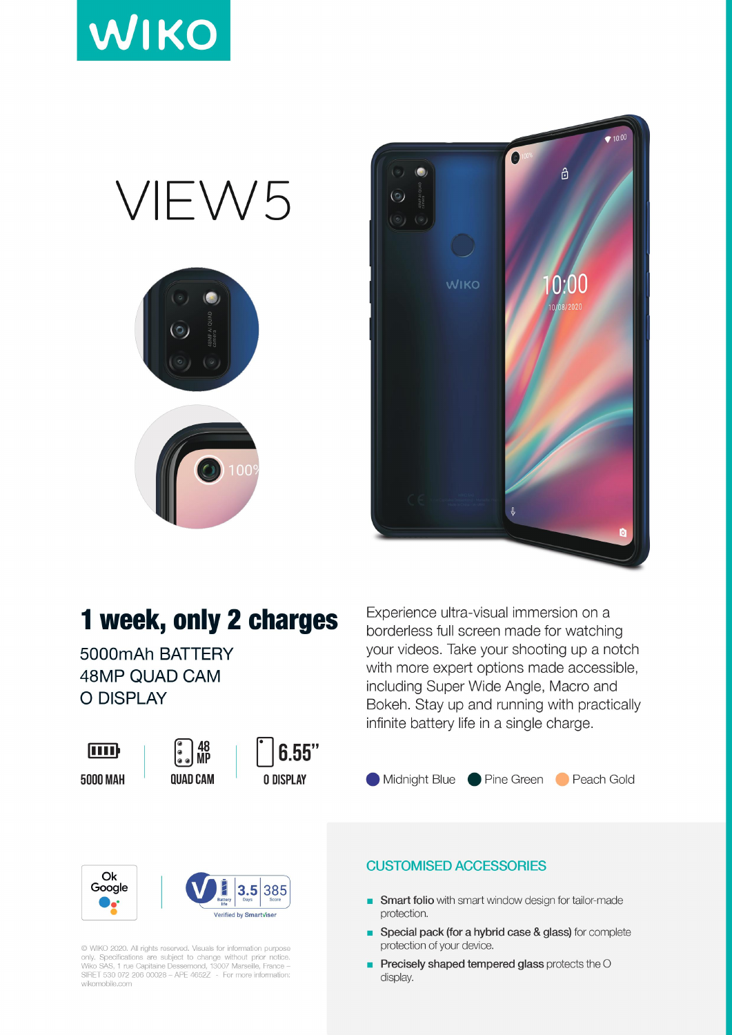# WIKO

# VIEW5

## 1 week, only 2 charges

5000mAh BATTERY
48MP QUAD CAM
O DISPLAY

5000 MAH | 48 MP QUAD CAM | 6.55" O DISPLAY

Experience ultra-visual immersion on a borderless full screen made for watching your videos. Take your shooting up a notch with more expert options made accessible, including Super Wide Angle, Macro and Bokeh. Stay up and running with practically infinite battery life in a single charge.

Midnight Blue · Pine Green · Peach Gold

Ok Google

Battery life 3.5 Days · 385 Score — Verified by SmartViser

### CUSTOMISED ACCESSORIES

- **Smart folio** with smart window design for tailor-made protection.
- **Special pack (for a hybrid case & glass)** for complete protection of your device.
- **Precisely shaped tempered glass** protects the O display.

© WIKO 2020. All rights reserved. Visuals for information purpose only. Specifications are subject to change without prior notice. Wiko SAS, 1 rue Capitaine Dessemond, 13007 Marseille, France – SIRET 530 072 206 00028 – APE 4652Z - For more information: wikomobile.com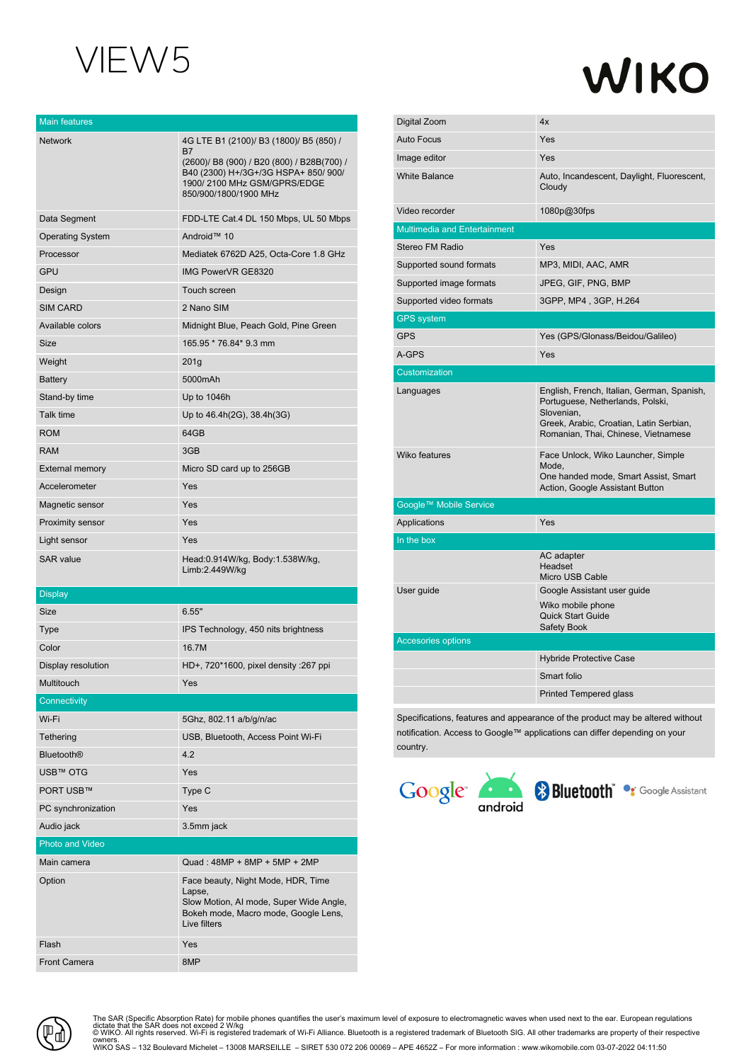# VIEW5

WIKO

| Main features | |
|---|---|
| Network | 4G LTE B1 (2100)/ B3 (1800)/ B5 (850) / B7 (2600)/ B8 (900) / B20 (800) / B28B(700) / B40 (2300) H+/3G+/3G HSPA+ 850/ 900/ 1900/ 2100 MHz GSM/GPRS/EDGE 850/900/1800/1900 MHz |
| Data Segment | FDD-LTE Cat.4 DL 150 Mbps, UL 50 Mbps |
| Operating System | Android™ 10 |
| Processor | Mediatek 6762D A25, Octa-Core 1.8 GHz |
| GPU | IMG PowerVR GE8320 |
| Design | Touch screen |
| SIM CARD | 2 Nano SIM |
| Available colors | Midnight Blue, Peach Gold, Pine Green |
| Size | 165.95 * 76.84* 9.3 mm |
| Weight | 201g |
| Battery | 5000mAh |
| Stand-by time | Up to 1046h |
| Talk time | Up to 46.4h(2G), 38.4h(3G) |
| ROM | 64GB |
| RAM | 3GB |
| External memory | Micro SD card up to 256GB |
| Accelerometer | Yes |
| Magnetic sensor | Yes |
| Proximity sensor | Yes |
| Light sensor | Yes |
| SAR value | Head:0.914W/kg, Body:1.538W/kg, Limb:2.449W/kg |
| **Display** | |
| Size | 6.55" |
| Type | IPS Technology, 450 nits brightness |
| Color | 16.7M |
| Display resolution | HD+, 720*1600, pixel density :267 ppi |
| Multitouch | Yes |
| **Connectivity** | |
| Wi-Fi | 5Ghz, 802.11 a/b/g/n/ac |
| Tethering | USB, Bluetooth, Access Point Wi-Fi |
| Bluetooth® | 4.2 |
| USB™ OTG | Yes |
| PORT USB™ | Type C |
| PC synchronization | Yes |
| Audio jack | 3.5mm jack |
| **Photo and Video** | |
| Main camera | Quad : 48MP + 8MP + 5MP + 2MP |
| Option | Face beauty, Night Mode, HDR, Time Lapse, Slow Motion, AI mode, Super Wide Angle, Bokeh mode, Macro mode, Google Lens, Live filters |
| Flash | Yes |
| Front Camera | 8MP |
| Digital Zoom | 4x |
| Auto Focus | Yes |
| Image editor | Yes |
| White Balance | Auto, Incandescent, Daylight, Fluorescent, Cloudy |
| Video recorder | 1080p@30fps |
| **Multimedia and Entertainment** | |
| Stereo FM Radio | Yes |
| Supported sound formats | MP3, MIDI, AAC, AMR |
| Supported image formats | JPEG, GIF, PNG, BMP |
| Supported video formats | 3GPP, MP4 , 3GP, H.264 |
| **GPS system** | |
| GPS | Yes (GPS/Glonass/Beidou/Galileo) |
| A-GPS | Yes |
| **Customization** | |
| Languages | English, French, Italian, German, Spanish, Portuguese, Netherlands, Polski, Slovenian, Greek, Arabic, Croatian, Latin Serbian, Romanian, Thai, Chinese, Vietnamese |
| Wiko features | Face Unlock, Wiko Launcher, Simple Mode, One handed mode, Smart Assist, Smart Action, Google Assistant Button |
| **Google™ Mobile Service** | |
| Applications | Yes |
| **In the box** | |
| | AC adapter<br>Headset<br>Micro USB Cable |
| User guide | Google Assistant user guide<br>Wiko mobile phone<br>Quick Start Guide<br>Safety Book |
| **Accesories options** | |
| | Hybride Protective Case |
| | Smart folio |
| | Printed Tempered glass |

Specifications, features and appearance of the product may be altered without notification. Access to Google™ applications can differ depending on your country.

Google android Bluetooth Google Assistant

The SAR (Specific Absorption Rate) for mobile phones quantifies the user's maximum level of exposure to electromagnetic waves when used next to the ear. European regulations dictate that the SAR does not exceed 2 W/kg
© WIKO. All rights reserved. Wi-Fi is registered trademark of Wi-Fi Alliance. Bluetooth is a registered trademark of Bluetooth SIG. All other trademarks are property of their respective owners.
WIKO SAS – 132 Boulevard Michelet – 13008 MARSEILLE – SIRET 530 072 206 00069 – APE 4652Z – For more information : www.wikomobile.com 03-07-2022 04:11:50